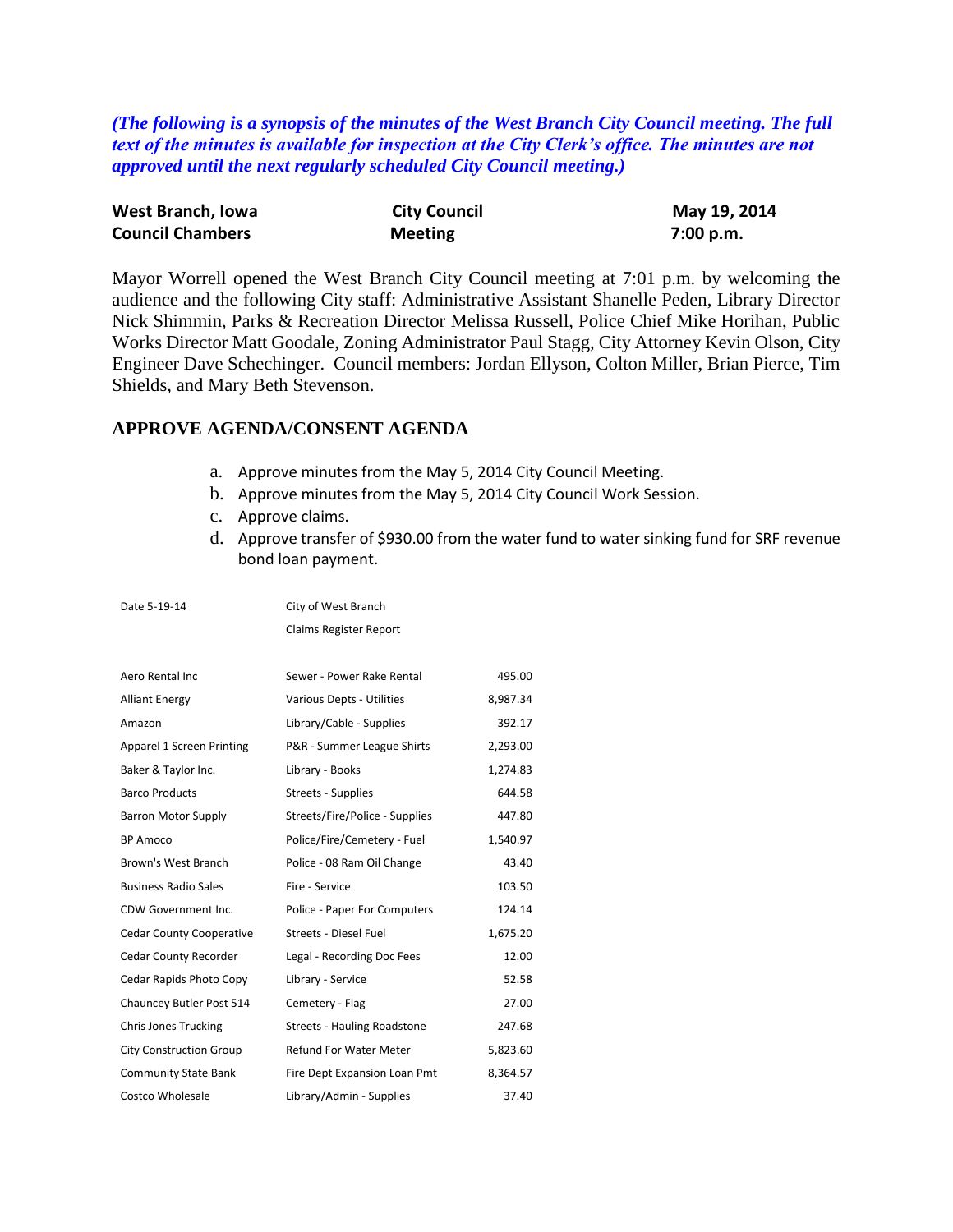*(The following is a synopsis of the minutes of the West Branch City Council meeting. The full text of the minutes is available for inspection at the City Clerk's office. The minutes are not approved until the next regularly scheduled City Council meeting.)*

| **West Branch, Iowa** | **City Council** | **May 19, 2014** |
|---|---|---|
| **Council Chambers** | **Meeting** | **7:00 p.m.** |

Mayor Worrell opened the West Branch City Council meeting at 7:01 p.m. by welcoming the audience and the following City staff: Administrative Assistant Shanelle Peden, Library Director Nick Shimmin, Parks & Recreation Director Melissa Russell, Police Chief Mike Horihan, Public Works Director Matt Goodale, Zoning Administrator Paul Stagg, City Attorney Kevin Olson, City Engineer Dave Schechinger. Council members: Jordan Ellyson, Colton Miller, Brian Pierce, Tim Shields, and Mary Beth Stevenson.

## APPROVE AGENDA/CONSENT AGENDA

a. Approve minutes from the May 5, 2014 City Council Meeting.
b. Approve minutes from the May 5, 2014 City Council Work Session.
c. Approve claims.
d. Approve transfer of $930.00 from the water fund to water sinking fund for SRF revenue bond loan payment.

| Date 5-19-14 | City of West Branch | |
|---|---|---|
| | Claims Register Report | |
| Aero Rental Inc | Sewer - Power Rake Rental | 495.00 |
| Alliant Energy | Various Depts - Utilities | 8,987.34 |
| Amazon | Library/Cable - Supplies | 392.17 |
| Apparel 1 Screen Printing | P&R - Summer League Shirts | 2,293.00 |
| Baker & Taylor Inc. | Library - Books | 1,274.83 |
| Barco Products | Streets - Supplies | 644.58 |
| Barron Motor Supply | Streets/Fire/Police - Supplies | 447.80 |
| BP Amoco | Police/Fire/Cemetery - Fuel | 1,540.97 |
| Brown's West Branch | Police - 08 Ram Oil Change | 43.40 |
| Business Radio Sales | Fire - Service | 103.50 |
| CDW Government Inc. | Police - Paper For Computers | 124.14 |
| Cedar County Cooperative | Streets - Diesel Fuel | 1,675.20 |
| Cedar County Recorder | Legal - Recording Doc Fees | 12.00 |
| Cedar Rapids Photo Copy | Library - Service | 52.58 |
| Chauncey Butler Post 514 | Cemetery - Flag | 27.00 |
| Chris Jones Trucking | Streets - Hauling Roadstone | 247.68 |
| City Construction Group | Refund For Water Meter | 5,823.60 |
| Community State Bank | Fire Dept Expansion Loan Pmt | 8,364.57 |
| Costco Wholesale | Library/Admin - Supplies | 37.40 |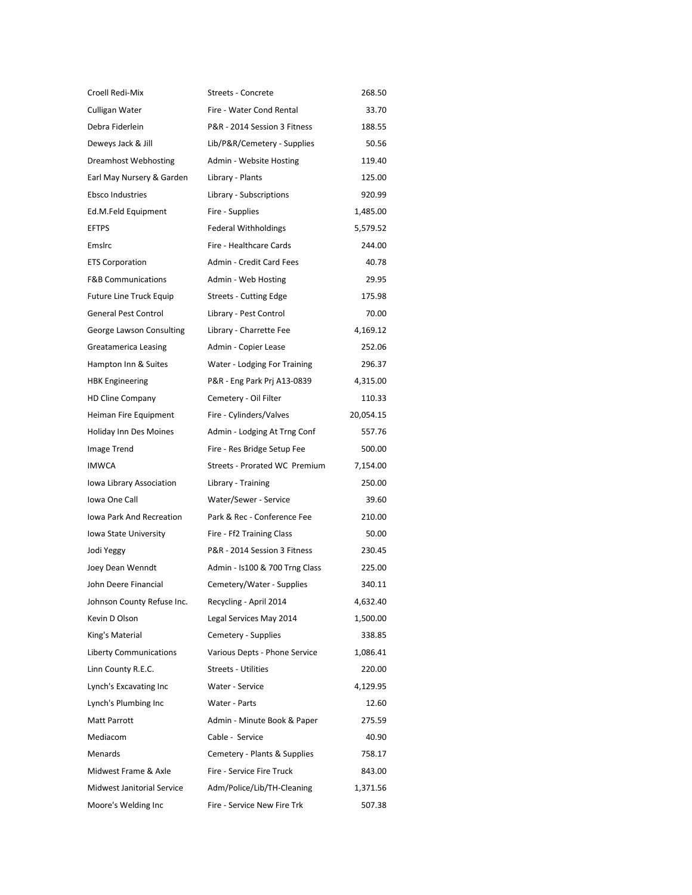| | | |
|---|---|---|
| Croell Redi-Mix | Streets - Concrete | 268.50 |
| Culligan Water | Fire - Water Cond Rental | 33.70 |
| Debra Fiderlein | P&R - 2014 Session 3 Fitness | 188.55 |
| Deweys Jack & Jill | Lib/P&R/Cemetery - Supplies | 50.56 |
| Dreamhost Webhosting | Admin - Website Hosting | 119.40 |
| Earl May Nursery & Garden | Library - Plants | 125.00 |
| Ebsco Industries | Library - Subscriptions | 920.99 |
| Ed.M.Feld Equipment | Fire - Supplies | 1,485.00 |
| EFTPS | Federal Withholdings | 5,579.52 |
| Emslrc | Fire - Healthcare Cards | 244.00 |
| ETS Corporation | Admin - Credit Card Fees | 40.78 |
| F&B Communications | Admin - Web Hosting | 29.95 |
| Future Line Truck Equip | Streets - Cutting Edge | 175.98 |
| General Pest Control | Library - Pest Control | 70.00 |
| George Lawson Consulting | Library - Charrette Fee | 4,169.12 |
| Greatamerica Leasing | Admin - Copier Lease | 252.06 |
| Hampton Inn & Suites | Water - Lodging For Training | 296.37 |
| HBK Engineering | P&R - Eng Park Prj A13-0839 | 4,315.00 |
| HD Cline Company | Cemetery - Oil Filter | 110.33 |
| Heiman Fire Equipment | Fire - Cylinders/Valves | 20,054.15 |
| Holiday Inn Des Moines | Admin - Lodging At Trng Conf | 557.76 |
| Image Trend | Fire - Res Bridge Setup Fee | 500.00 |
| IMWCA | Streets - Prorated WC Premium | 7,154.00 |
| Iowa Library Association | Library - Training | 250.00 |
| Iowa One Call | Water/Sewer - Service | 39.60 |
| Iowa Park And Recreation | Park & Rec - Conference Fee | 210.00 |
| Iowa State University | Fire - Ff2 Training Class | 50.00 |
| Jodi Yeggy | P&R - 2014 Session 3 Fitness | 230.45 |
| Joey Dean Wenndt | Admin - Is100 & 700 Trng Class | 225.00 |
| John Deere Financial | Cemetery/Water - Supplies | 340.11 |
| Johnson County Refuse Inc. | Recycling - April 2014 | 4,632.40 |
| Kevin D Olson | Legal Services May 2014 | 1,500.00 |
| King's Material | Cemetery - Supplies | 338.85 |
| Liberty Communications | Various Depts - Phone Service | 1,086.41 |
| Linn County R.E.C. | Streets - Utilities | 220.00 |
| Lynch's Excavating Inc | Water - Service | 4,129.95 |
| Lynch's Plumbing Inc | Water - Parts | 12.60 |
| Matt Parrott | Admin - Minute Book & Paper | 275.59 |
| Mediacom | Cable - Service | 40.90 |
| Menards | Cemetery - Plants & Supplies | 758.17 |
| Midwest Frame & Axle | Fire - Service Fire Truck | 843.00 |
| Midwest Janitorial Service | Adm/Police/Lib/TH-Cleaning | 1,371.56 |
| Moore's Welding Inc | Fire - Service New Fire Trk | 507.38 |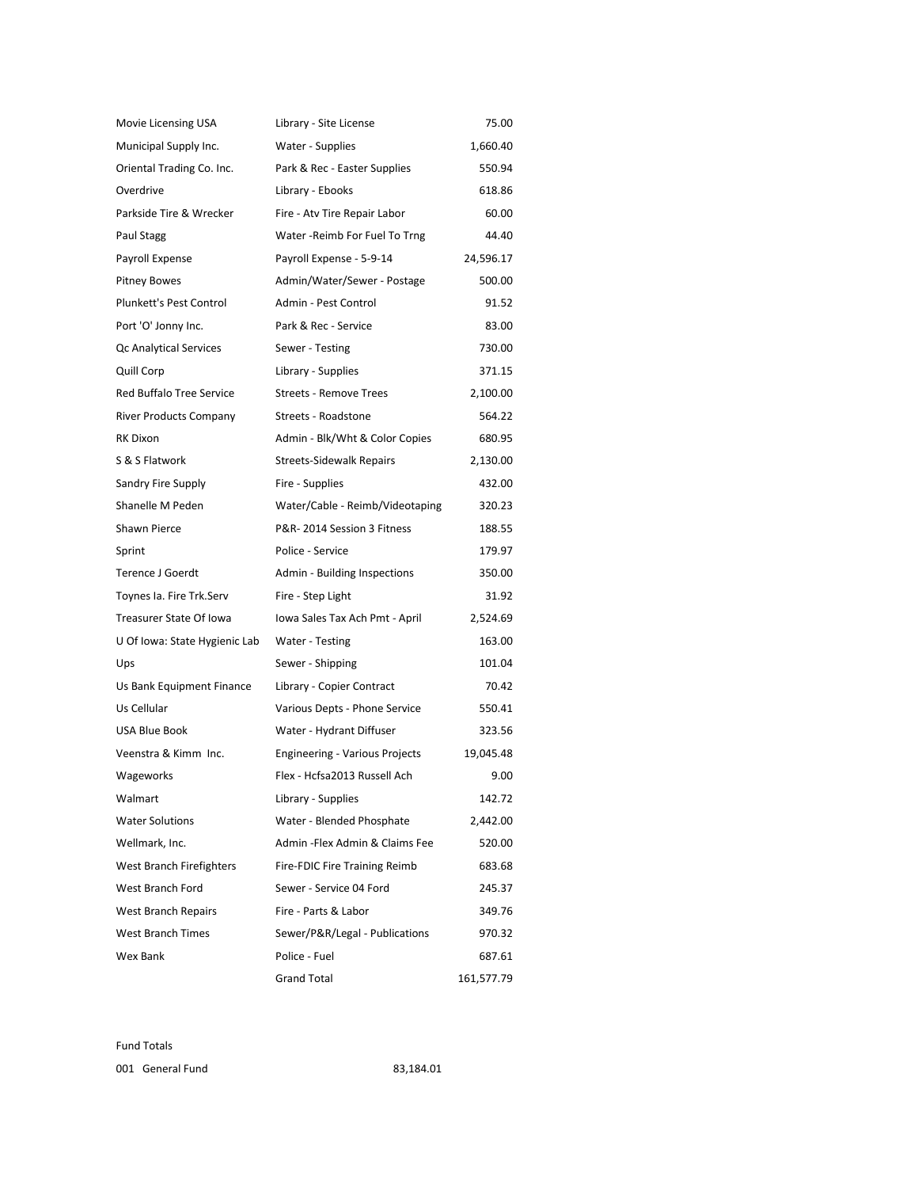| | | |
|---|---|---|
| Movie Licensing USA | Library - Site License | 75.00 |
| Municipal Supply Inc. | Water - Supplies | 1,660.40 |
| Oriental Trading Co. Inc. | Park & Rec - Easter Supplies | 550.94 |
| Overdrive | Library - Ebooks | 618.86 |
| Parkside Tire & Wrecker | Fire - Atv Tire Repair Labor | 60.00 |
| Paul Stagg | Water -Reimb For Fuel To Trng | 44.40 |
| Payroll Expense | Payroll Expense - 5-9-14 | 24,596.17 |
| Pitney Bowes | Admin/Water/Sewer - Postage | 500.00 |
| Plunkett's Pest Control | Admin - Pest Control | 91.52 |
| Port 'O' Jonny Inc. | Park & Rec - Service | 83.00 |
| Qc Analytical Services | Sewer - Testing | 730.00 |
| Quill Corp | Library - Supplies | 371.15 |
| Red Buffalo Tree Service | Streets - Remove Trees | 2,100.00 |
| River Products Company | Streets - Roadstone | 564.22 |
| RK Dixon | Admin - Blk/Wht & Color Copies | 680.95 |
| S & S Flatwork | Streets-Sidewalk Repairs | 2,130.00 |
| Sandry Fire Supply | Fire - Supplies | 432.00 |
| Shanelle M Peden | Water/Cable - Reimb/Videotaping | 320.23 |
| Shawn Pierce | P&R- 2014 Session 3 Fitness | 188.55 |
| Sprint | Police - Service | 179.97 |
| Terence J Goerdt | Admin - Building Inspections | 350.00 |
| Toynes Ia. Fire Trk.Serv | Fire - Step Light | 31.92 |
| Treasurer State Of Iowa | Iowa Sales Tax Ach Pmt - April | 2,524.69 |
| U Of Iowa: State Hygienic Lab | Water - Testing | 163.00 |
| Ups | Sewer - Shipping | 101.04 |
| Us Bank Equipment Finance | Library - Copier Contract | 70.42 |
| Us Cellular | Various Depts - Phone Service | 550.41 |
| USA Blue Book | Water - Hydrant Diffuser | 323.56 |
| Veenstra & Kimm Inc. | Engineering - Various Projects | 19,045.48 |
| Wageworks | Flex - Hcfsa2013 Russell Ach | 9.00 |
| Walmart | Library - Supplies | 142.72 |
| Water Solutions | Water - Blended Phosphate | 2,442.00 |
| Wellmark, Inc. | Admin -Flex Admin & Claims Fee | 520.00 |
| West Branch Firefighters | Fire-FDIC Fire Training Reimb | 683.68 |
| West Branch Ford | Sewer - Service 04 Ford | 245.37 |
| West Branch Repairs | Fire - Parts & Labor | 349.76 |
| West Branch Times | Sewer/P&R/Legal - Publications | 970.32 |
| Wex Bank | Police - Fuel | 687.61 |
| | Grand Total | 161,577.79 |

Fund Totals

| | |
|---|---|
| 001 General Fund | 83,184.01 |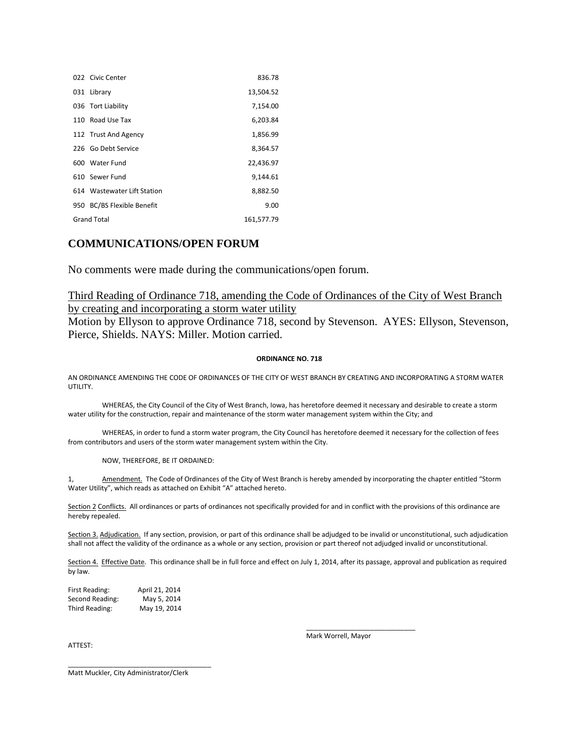| | |
|---|---|
| 022 Civic Center | 836.78 |
| 031 Library | 13,504.52 |
| 036 Tort Liability | 7,154.00 |
| 110 Road Use Tax | 6,203.84 |
| 112 Trust And Agency | 1,856.99 |
| 226 Go Debt Service | 8,364.57 |
| 600 Water Fund | 22,436.97 |
| 610 Sewer Fund | 9,144.61 |
| 614 Wastewater Lift Station | 8,882.50 |
| 950 BC/BS Flexible Benefit | 9.00 |
| Grand Total | 161,577.79 |

## COMMUNICATIONS/OPEN FORUM

No comments were made during the communications/open forum.

Third Reading of Ordinance 718, amending the Code of Ordinances of the City of West Branch by creating and incorporating a storm water utility

Motion by Ellyson to approve Ordinance 718, second by Stevenson. AYES: Ellyson, Stevenson, Pierce, Shields. NAYS: Miller. Motion carried.

**ORDINANCE NO. 718**

AN ORDINANCE AMENDING THE CODE OF ORDINANCES OF THE CITY OF WEST BRANCH BY CREATING AND INCORPORATING A STORM WATER UTILITY.

WHEREAS, the City Council of the City of West Branch, Iowa, has heretofore deemed it necessary and desirable to create a storm water utility for the construction, repair and maintenance of the storm water management system within the City; and

WHEREAS, in order to fund a storm water program, the City Council has heretofore deemed it necessary for the collection of fees from contributors and users of the storm water management system within the City.

NOW, THEREFORE, BE IT ORDAINED:

1, Amendment. The Code of Ordinances of the City of West Branch is hereby amended by incorporating the chapter entitled "Storm Water Utility", which reads as attached on Exhibit "A" attached hereto.

Section 2 Conflicts. All ordinances or parts of ordinances not specifically provided for and in conflict with the provisions of this ordinance are hereby repealed.

Section 3. Adjudication. If any section, provision, or part of this ordinance shall be adjudged to be invalid or unconstitutional, such adjudication shall not affect the validity of the ordinance as a whole or any section, provision or part thereof not adjudged invalid or unconstitutional.

Section 4. Effective Date. This ordinance shall be in full force and effect on July 1, 2014, after its passage, approval and publication as required by law.

First Reading: April 21, 2014
Second Reading: May 5, 2014
Third Reading: May 19, 2014

\_\_\_\_\_\_\_\_\_\_\_\_\_\_\_\_\_\_\_\_\_\_\_\_\_\_\_\_
Mark Worrell, Mayor

ATTEST:

\_\_\_\_\_\_\_\_\_\_\_\_\_\_\_\_\_\_\_\_\_\_\_\_\_\_\_\_
Matt Muckler, City Administrator/Clerk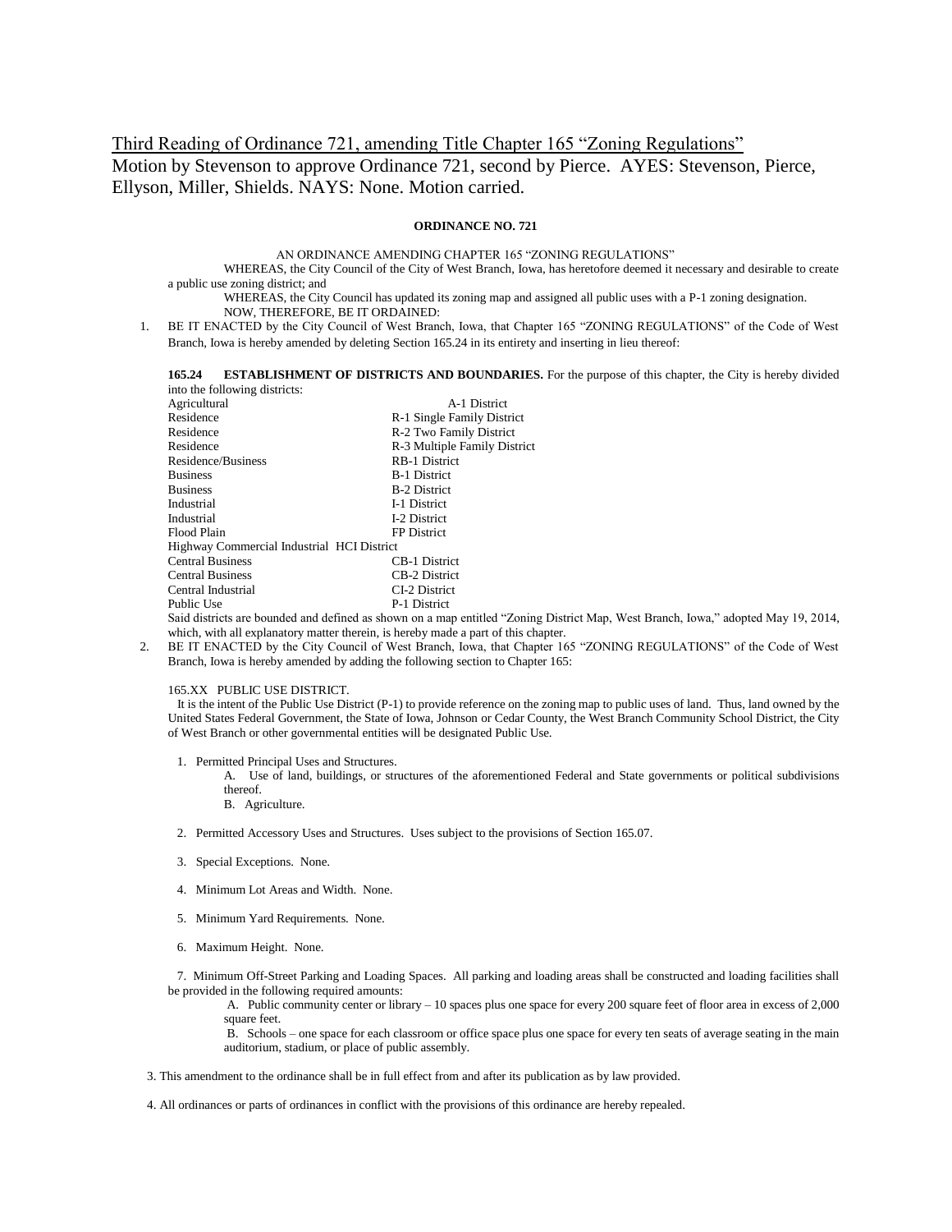Third Reading of Ordinance 721, amending Title Chapter 165 "Zoning Regulations"

Motion by Stevenson to approve Ordinance 721, second by Pierce. AYES: Stevenson, Pierce, Ellyson, Miller, Shields. NAYS: None. Motion carried.

**ORDINANCE NO. 721**

AN ORDINANCE AMENDING CHAPTER 165 "ZONING REGULATIONS"

WHEREAS, the City Council of the City of West Branch, Iowa, has heretofore deemed it necessary and desirable to create a public use zoning district; and

WHEREAS, the City Council has updated its zoning map and assigned all public uses with a P-1 zoning designation.

NOW, THEREFORE, BE IT ORDAINED:

1. BE IT ENACTED by the City Council of West Branch, Iowa, that Chapter 165 "ZONING REGULATIONS" of the Code of West Branch, Iowa is hereby amended by deleting Section 165.24 in its entirety and inserting in lieu thereof:

   **165.24 ESTABLISHMENT OF DISTRICTS AND BOUNDARIES.** For the purpose of this chapter, the City is hereby divided into the following districts:

   | | |
   |---|---|
   | Agricultural | A-1 District |
   | Residence | R-1 Single Family District |
   | Residence | R-2 Two Family District |
   | Residence | R-3 Multiple Family District |
   | Residence/Business | RB-1 District |
   | Business | B-1 District |
   | Business | B-2 District |
   | Industrial | I-1 District |
   | Industrial | I-2 District |
   | Flood Plain | FP District |
   | Highway Commercial Industrial | HCI District |
   | Central Business | CB-1 District |
   | Central Business | CB-2 District |
   | Central Industrial | CI-2 District |
   | Public Use | P-1 District |

   Said districts are bounded and defined as shown on a map entitled "Zoning District Map, West Branch, Iowa," adopted May 19, 2014, which, with all explanatory matter therein, is hereby made a part of this chapter.

2. BE IT ENACTED by the City Council of West Branch, Iowa, that Chapter 165 "ZONING REGULATIONS" of the Code of West Branch, Iowa is hereby amended by adding the following section to Chapter 165:

   165.XX PUBLIC USE DISTRICT.

   It is the intent of the Public Use District (P-1) to provide reference on the zoning map to public uses of land. Thus, land owned by the United States Federal Government, the State of Iowa, Johnson or Cedar County, the West Branch Community School District, the City of West Branch or other governmental entities will be designated Public Use.

   1. Permitted Principal Uses and Structures.
      A. Use of land, buildings, or structures of the aforementioned Federal and State governments or political subdivisions thereof.
      B. Agriculture.

   2. Permitted Accessory Uses and Structures. Uses subject to the provisions of Section 165.07.

   3. Special Exceptions. None.

   4. Minimum Lot Areas and Width. None.

   5. Minimum Yard Requirements. None.

   6. Maximum Height. None.

   7. Minimum Off-Street Parking and Loading Spaces. All parking and loading areas shall be constructed and loading facilities shall be provided in the following required amounts:
      A. Public community center or library – 10 spaces plus one space for every 200 square feet of floor area in excess of 2,000 square feet.
      B. Schools – one space for each classroom or office space plus one space for every ten seats of average seating in the main auditorium, stadium, or place of public assembly.

3. This amendment to the ordinance shall be in full effect from and after its publication as by law provided.

4. All ordinances or parts of ordinances in conflict with the provisions of this ordinance are hereby repealed.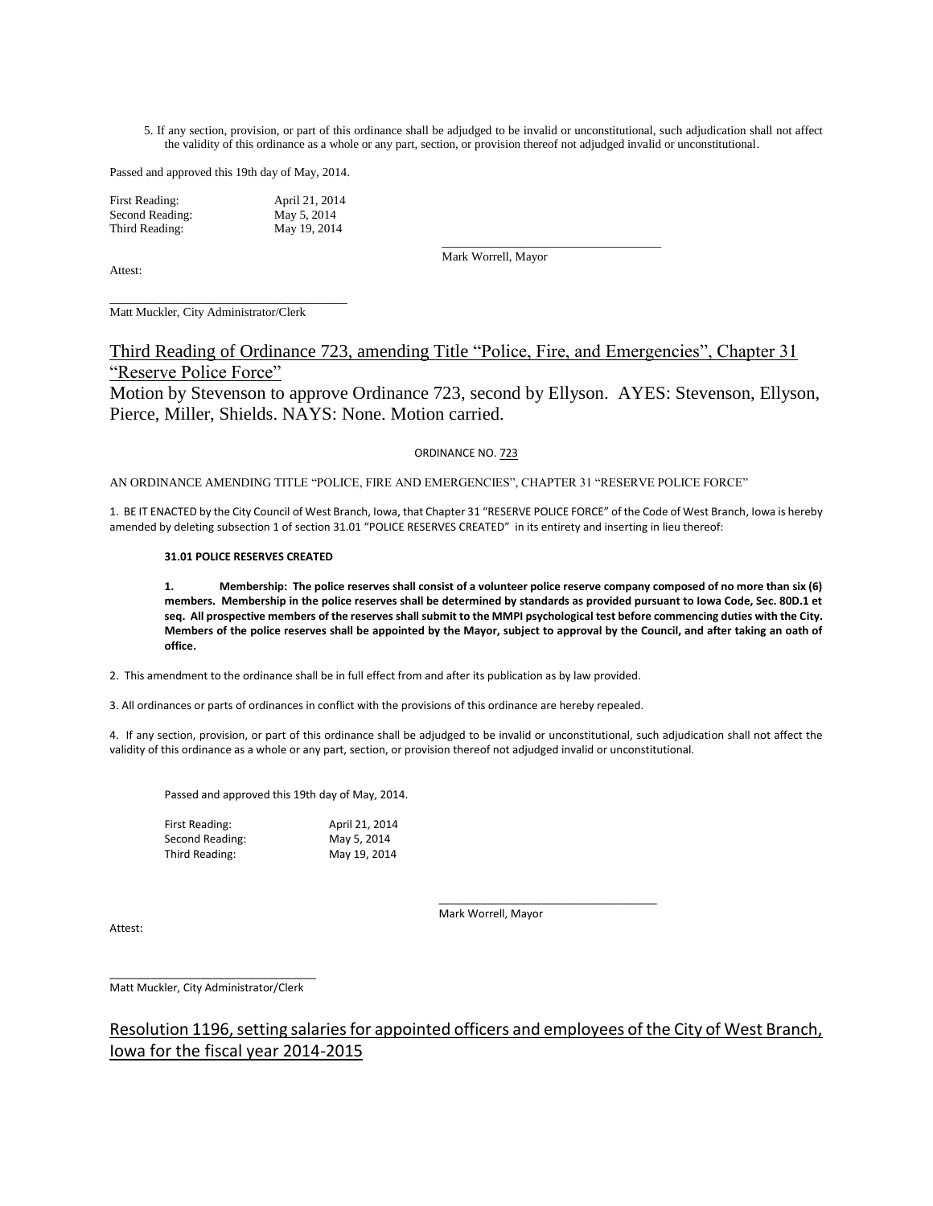5. If any section, provision, or part of this ordinance shall be adjudged to be invalid or unconstitutional, such adjudication shall not affect the validity of this ordinance as a whole or any part, section, or provision thereof not adjudged invalid or unconstitutional.

Passed and approved this 19th day of May, 2014.

| | |
|---|---|
| First Reading: | April 21, 2014 |
| Second Reading: | May 5, 2014 |
| Third Reading: | May 19, 2014 |

\_\_\_\_\_\_\_\_\_\_\_\_\_\_\_\_\_\_\_\_\_\_\_\_\_\_\_\_\_\_\_\_\_\_

Mark Worrell, Mayor

Attest:

\_\_\_\_\_\_\_\_\_\_\_\_\_\_\_\_\_\_\_\_\_\_\_\_\_\_\_\_\_\_\_\_\_\_

Matt Muckler, City Administrator/Clerk

## Third Reading of Ordinance 723, amending Title "Police, Fire, and Emergencies", Chapter 31 "Reserve Police Force"

Motion by Stevenson to approve Ordinance 723, second by Ellyson. AYES: Stevenson, Ellyson, Pierce, Miller, Shields. NAYS: None. Motion carried.

ORDINANCE NO. 723

AN ORDINANCE AMENDING TITLE "POLICE, FIRE AND EMERGENCIES", CHAPTER 31 "RESERVE POLICE FORCE"

1. BE IT ENACTED by the City Council of West Branch, Iowa, that Chapter 31 "RESERVE POLICE FORCE" of the Code of West Branch, Iowa is hereby amended by deleting subsection 1 of section 31.01 "POLICE RESERVES CREATED" in its entirety and inserting in lieu thereof:

**31.01 POLICE RESERVES CREATED**

**1. Membership: The police reserves shall consist of a volunteer police reserve company composed of no more than six (6) members. Membership in the police reserves shall be determined by standards as provided pursuant to Iowa Code, Sec. 80D.1 et seq. All prospective members of the reserves shall submit to the MMPI psychological test before commencing duties with the City. Members of the police reserves shall be appointed by the Mayor, subject to approval by the Council, and after taking an oath of office.**

2. This amendment to the ordinance shall be in full effect from and after its publication as by law provided.

3. All ordinances or parts of ordinances in conflict with the provisions of this ordinance are hereby repealed.

4. If any section, provision, or part of this ordinance shall be adjudged to be invalid or unconstitutional, such adjudication shall not affect the validity of this ordinance as a whole or any part, section, or provision thereof not adjudged invalid or unconstitutional.

Passed and approved this 19th day of May, 2014.

| | |
|---|---|
| First Reading: | April 21, 2014 |
| Second Reading: | May 5, 2014 |
| Third Reading: | May 19, 2014 |

\_\_\_\_\_\_\_\_\_\_\_\_\_\_\_\_\_\_\_\_\_\_\_\_\_\_\_\_\_\_\_\_\_\_

Mark Worrell, Mayor

Attest:

\_\_\_\_\_\_\_\_\_\_\_\_\_\_\_\_\_\_\_\_\_\_\_\_\_\_\_\_\_\_\_\_\_\_

Matt Muckler, City Administrator/Clerk

## Resolution 1196, setting salaries for appointed officers and employees of the City of West Branch, Iowa for the fiscal year 2014-2015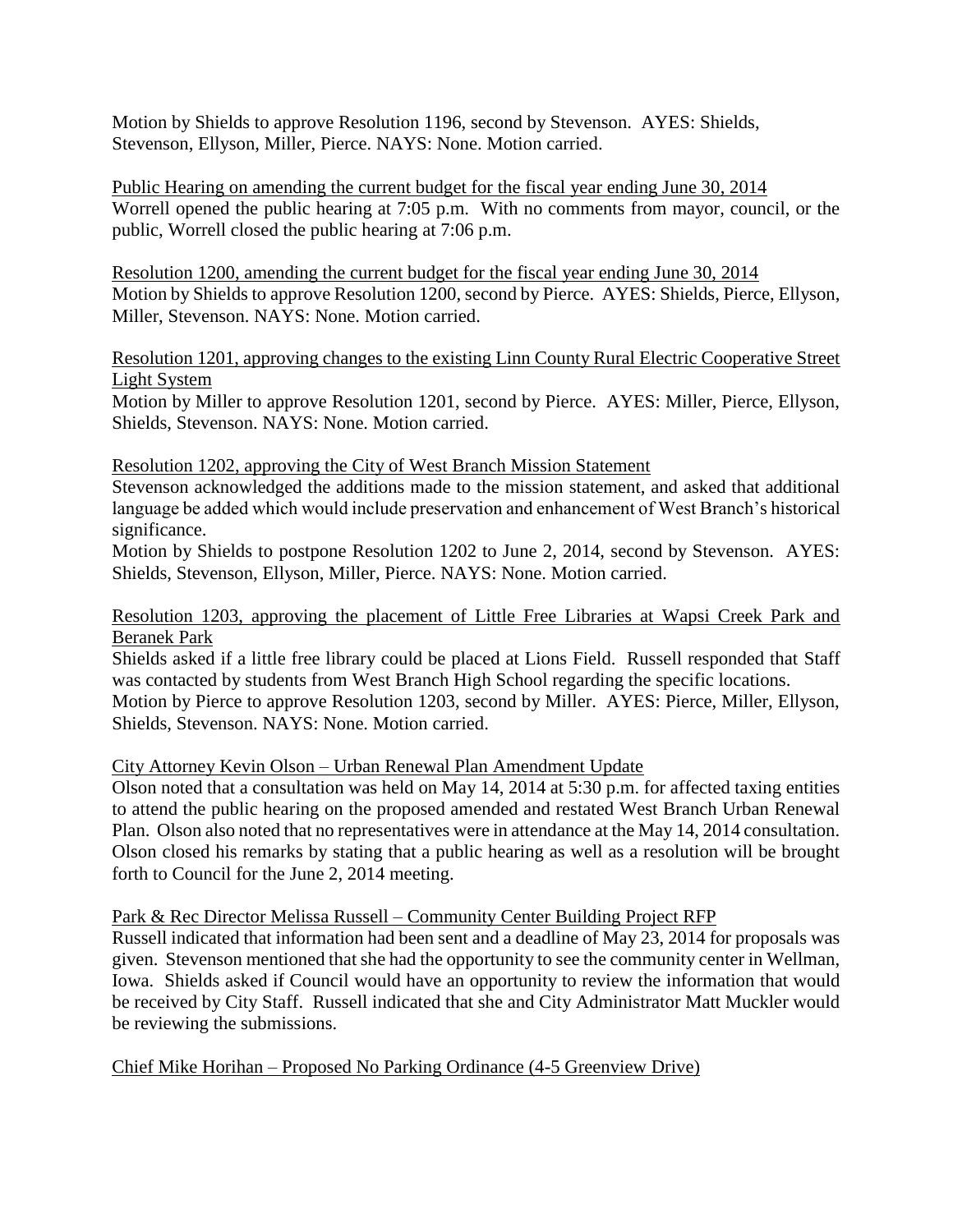Motion by Shields to approve Resolution 1196, second by Stevenson. AYES: Shields, Stevenson, Ellyson, Miller, Pierce. NAYS: None. Motion carried.

Public Hearing on amending the current budget for the fiscal year ending June 30, 2014
Worrell opened the public hearing at 7:05 p.m. With no comments from mayor, council, or the public, Worrell closed the public hearing at 7:06 p.m.

Resolution 1200, amending the current budget for the fiscal year ending June 30, 2014
Motion by Shields to approve Resolution 1200, second by Pierce. AYES: Shields, Pierce, Ellyson, Miller, Stevenson. NAYS: None. Motion carried.

Resolution 1201, approving changes to the existing Linn County Rural Electric Cooperative Street Light System
Motion by Miller to approve Resolution 1201, second by Pierce. AYES: Miller, Pierce, Ellyson, Shields, Stevenson. NAYS: None. Motion carried.

Resolution 1202, approving the City of West Branch Mission Statement
Stevenson acknowledged the additions made to the mission statement, and asked that additional language be added which would include preservation and enhancement of West Branch's historical significance.
Motion by Shields to postpone Resolution 1202 to June 2, 2014, second by Stevenson. AYES: Shields, Stevenson, Ellyson, Miller, Pierce. NAYS: None. Motion carried.

Resolution 1203, approving the placement of Little Free Libraries at Wapsi Creek Park and Beranek Park
Shields asked if a little free library could be placed at Lions Field. Russell responded that Staff was contacted by students from West Branch High School regarding the specific locations.
Motion by Pierce to approve Resolution 1203, second by Miller. AYES: Pierce, Miller, Ellyson, Shields, Stevenson. NAYS: None. Motion carried.

City Attorney Kevin Olson – Urban Renewal Plan Amendment Update
Olson noted that a consultation was held on May 14, 2014 at 5:30 p.m. for affected taxing entities to attend the public hearing on the proposed amended and restated West Branch Urban Renewal Plan. Olson also noted that no representatives were in attendance at the May 14, 2014 consultation. Olson closed his remarks by stating that a public hearing as well as a resolution will be brought forth to Council for the June 2, 2014 meeting.

Park & Rec Director Melissa Russell – Community Center Building Project RFP
Russell indicated that information had been sent and a deadline of May 23, 2014 for proposals was given. Stevenson mentioned that she had the opportunity to see the community center in Wellman, Iowa. Shields asked if Council would have an opportunity to review the information that would be received by City Staff. Russell indicated that she and City Administrator Matt Muckler would be reviewing the submissions.

Chief Mike Horihan – Proposed No Parking Ordinance (4-5 Greenview Drive)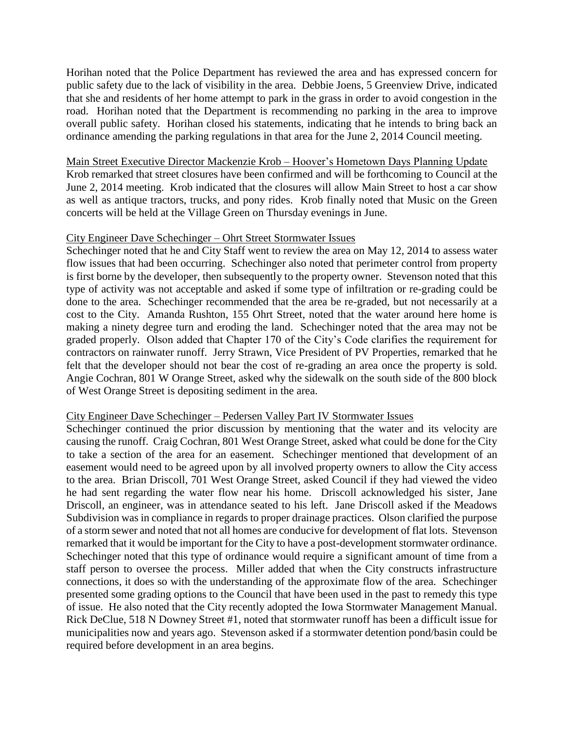Horihan noted that the Police Department has reviewed the area and has expressed concern for public safety due to the lack of visibility in the area. Debbie Joens, 5 Greenview Drive, indicated that she and residents of her home attempt to park in the grass in order to avoid congestion in the road. Horihan noted that the Department is recommending no parking in the area to improve overall public safety. Horihan closed his statements, indicating that he intends to bring back an ordinance amending the parking regulations in that area for the June 2, 2014 Council meeting.

Main Street Executive Director Mackenzie Krob – Hoover's Hometown Days Planning Update

Krob remarked that street closures have been confirmed and will be forthcoming to Council at the June 2, 2014 meeting. Krob indicated that the closures will allow Main Street to host a car show as well as antique tractors, trucks, and pony rides. Krob finally noted that Music on the Green concerts will be held at the Village Green on Thursday evenings in June.

City Engineer Dave Schechinger – Ohrt Street Stormwater Issues

Schechinger noted that he and City Staff went to review the area on May 12, 2014 to assess water flow issues that had been occurring. Schechinger also noted that perimeter control from property is first borne by the developer, then subsequently to the property owner. Stevenson noted that this type of activity was not acceptable and asked if some type of infiltration or re-grading could be done to the area. Schechinger recommended that the area be re-graded, but not necessarily at a cost to the City. Amanda Rushton, 155 Ohrt Street, noted that the water around here home is making a ninety degree turn and eroding the land. Schechinger noted that the area may not be graded properly. Olson added that Chapter 170 of the City's Code clarifies the requirement for contractors on rainwater runoff. Jerry Strawn, Vice President of PV Properties, remarked that he felt that the developer should not bear the cost of re-grading an area once the property is sold. Angie Cochran, 801 W Orange Street, asked why the sidewalk on the south side of the 800 block of West Orange Street is depositing sediment in the area.

City Engineer Dave Schechinger – Pedersen Valley Part IV Stormwater Issues

Schechinger continued the prior discussion by mentioning that the water and its velocity are causing the runoff. Craig Cochran, 801 West Orange Street, asked what could be done for the City to take a section of the area for an easement. Schechinger mentioned that development of an easement would need to be agreed upon by all involved property owners to allow the City access to the area. Brian Driscoll, 701 West Orange Street, asked Council if they had viewed the video he had sent regarding the water flow near his home. Driscoll acknowledged his sister, Jane Driscoll, an engineer, was in attendance seated to his left. Jane Driscoll asked if the Meadows Subdivision was in compliance in regards to proper drainage practices. Olson clarified the purpose of a storm sewer and noted that not all homes are conducive for development of flat lots. Stevenson remarked that it would be important for the City to have a post-development stormwater ordinance. Schechinger noted that this type of ordinance would require a significant amount of time from a staff person to oversee the process. Miller added that when the City constructs infrastructure connections, it does so with the understanding of the approximate flow of the area. Schechinger presented some grading options to the Council that have been used in the past to remedy this type of issue. He also noted that the City recently adopted the Iowa Stormwater Management Manual. Rick DeClue, 518 N Downey Street #1, noted that stormwater runoff has been a difficult issue for municipalities now and years ago. Stevenson asked if a stormwater detention pond/basin could be required before development in an area begins.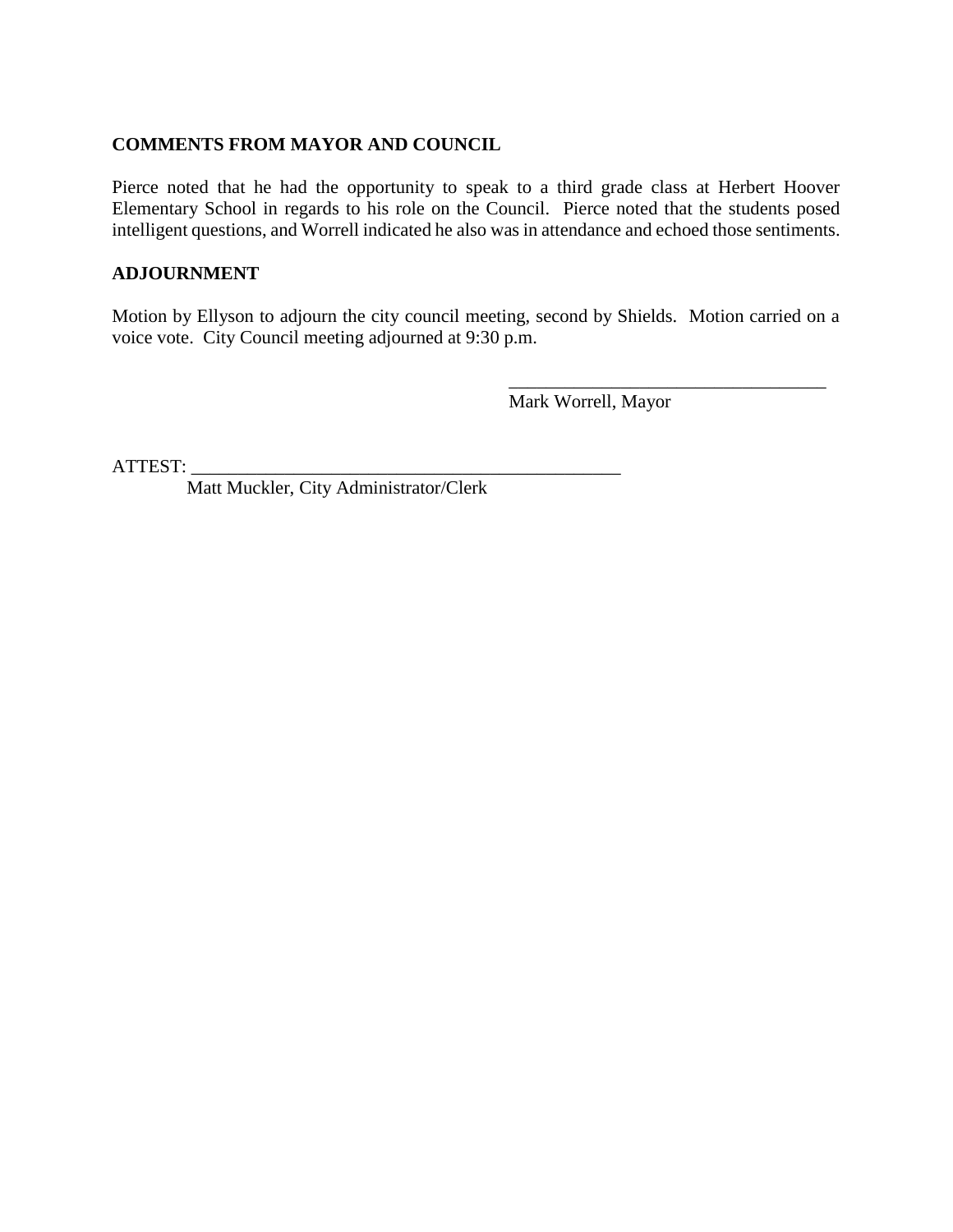**COMMENTS FROM MAYOR AND COUNCIL**

Pierce noted that he had the opportunity to speak to a third grade class at Herbert Hoover Elementary School in regards to his role on the Council. Pierce noted that the students posed intelligent questions, and Worrell indicated he also was in attendance and echoed those sentiments.

**ADJOURNMENT**

Motion by Ellyson to adjourn the city council meeting, second by Shields. Motion carried on a voice vote. City Council meeting adjourned at 9:30 p.m.

\_\_\_\_\_\_\_\_\_\_\_\_\_\_\_\_\_\_\_\_\_\_\_\_\_\_\_\_\_\_\_\_\_\_\_
Mark Worrell, Mayor

ATTEST: \_\_\_\_\_\_\_\_\_\_\_\_\_\_\_\_\_\_\_\_\_\_\_\_\_\_\_\_\_\_\_\_\_\_\_\_\_\_\_\_\_\_\_\_\_\_\_\_
Matt Muckler, City Administrator/Clerk